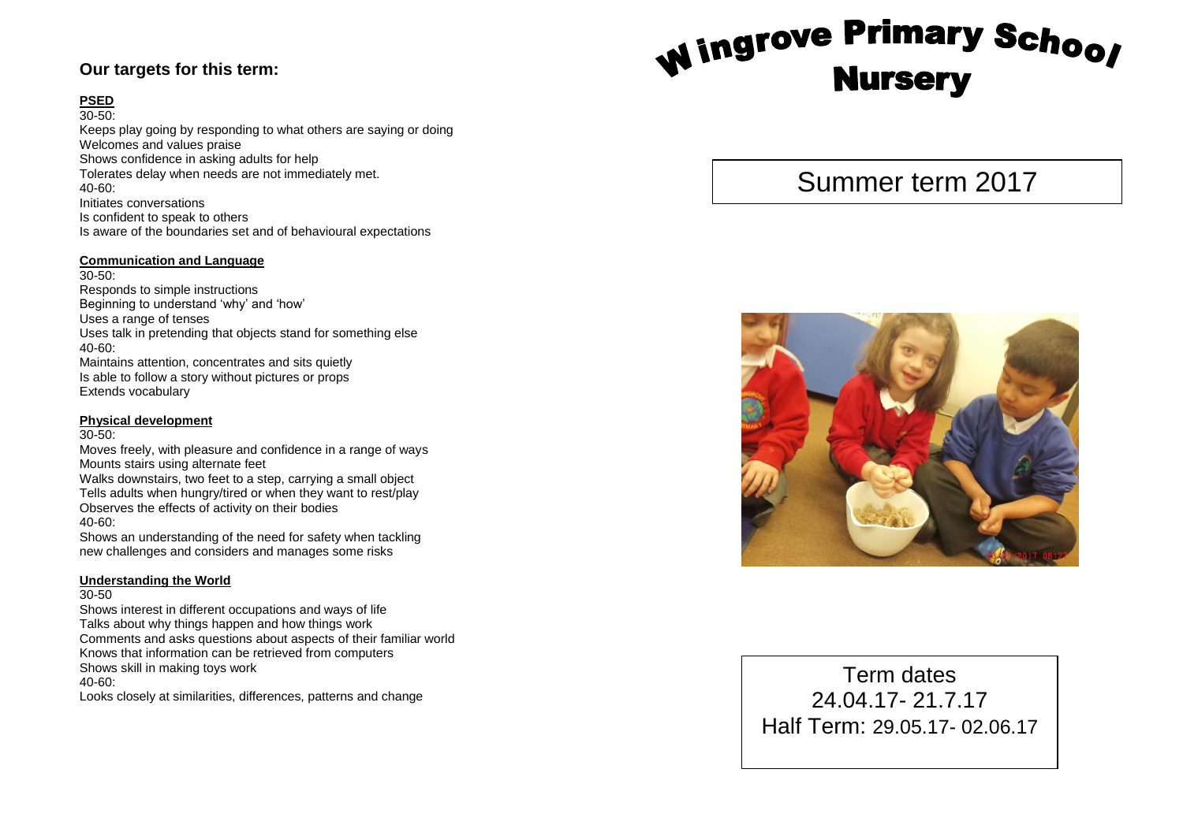# Wingrove Primary School Nursery

## Summer term 2017

Term dates
24.04.17- 21.7.17
Half Term: 29.05.17- 02.06.17

## Our targets for this term:

### PSED

30-50:
Keeps play going by responding to what others are saying or doing
Welcomes and values praise
Shows confidence in asking adults for help
Tolerates delay when needs are not immediately met.
40-60:
Initiates conversations
Is confident to speak to others
Is aware of the boundaries set and of behavioural expectations

### Communication and Language

30-50:
Responds to simple instructions
Beginning to understand 'why' and 'how'
Uses a range of tenses
Uses talk in pretending that objects stand for something else
40-60:
Maintains attention, concentrates and sits quietly
Is able to follow a story without pictures or props
Extends vocabulary

### Physical development

30-50:
Moves freely, with pleasure and confidence in a range of ways
Mounts stairs using alternate feet
Walks downstairs, two feet to a step, carrying a small object
Tells adults when hungry/tired or when they want to rest/play
Observes the effects of activity on their bodies
40-60:
Shows an understanding of the need for safety when tackling new challenges and considers and manages some risks

### Understanding the World

30-50
Shows interest in different occupations and ways of life
Talks about why things happen and how things work
Comments and asks questions about aspects of their familiar world
Knows that information can be retrieved from computers
Shows skill in making toys work
40-60:
Looks closely at similarities, differences, patterns and change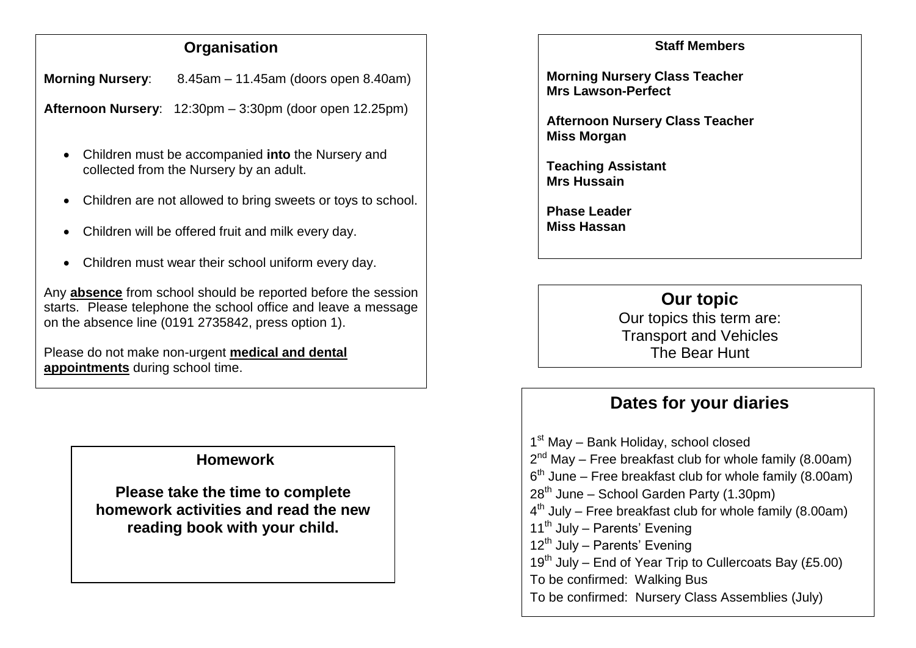## Organisation

**Morning Nursery**: 8.45am – 11.45am (doors open 8.40am)

**Afternoon Nursery**: 12:30pm – 3:30pm (door open 12.25pm)

- Children must be accompanied **into** the Nursery and collected from the Nursery by an adult.
- Children are not allowed to bring sweets or toys to school.
- Children will be offered fruit and milk every day.
- Children must wear their school uniform every day.

Any **absence** from school should be reported before the session starts. Please telephone the school office and leave a message on the absence line (0191 2735842, press option 1).

Please do not make non-urgent **medical and dental appointments** during school time.

## Homework

**Please take the time to complete homework activities and read the new reading book with your child.**

## Staff Members

**Morning Nursery Class Teacher**
**Mrs Lawson-Perfect**

**Afternoon Nursery Class Teacher**
**Miss Morgan**

**Teaching Assistant**
**Mrs Hussain**

**Phase Leader**
**Miss Hassan**

## Our topic

Our topics this term are:
Transport and Vehicles
The Bear Hunt

## Dates for your diaries

1st May – Bank Holiday, school closed
2nd May – Free breakfast club for whole family (8.00am)
6th June – Free breakfast club for whole family (8.00am)
28th June – School Garden Party (1.30pm)
4th July – Free breakfast club for whole family (8.00am)
11th July – Parents' Evening
12th July – Parents' Evening
19th July – End of Year Trip to Cullercoats Bay (£5.00)
To be confirmed: Walking Bus
To be confirmed: Nursery Class Assemblies (July)